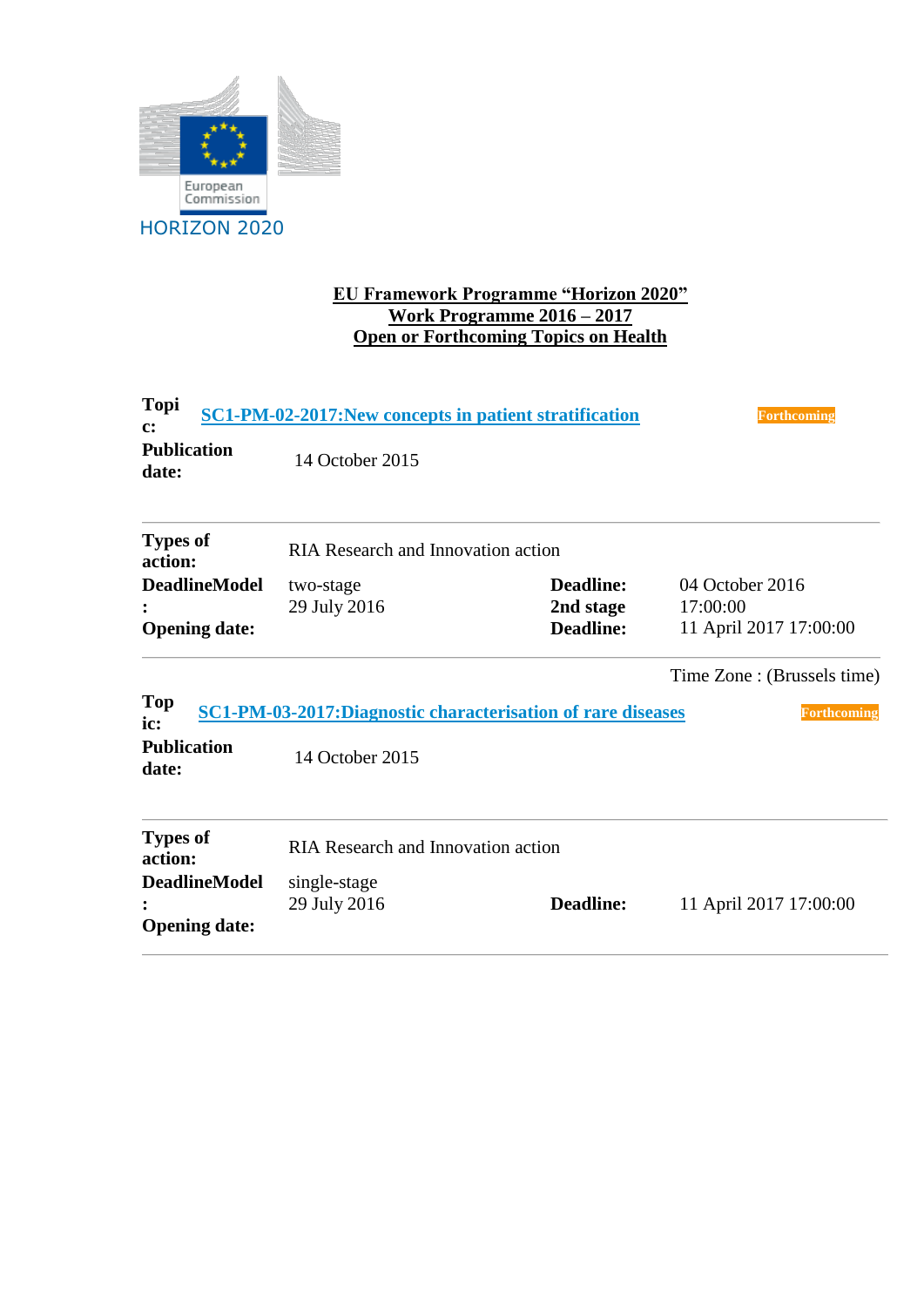European Commission

HORIZON 2020

**EU Framework Programme "Horizon 2020"**
**Work Programme 2016 – 2017**
**Open or Forthcoming Topics on Health**

| **Topic:** | **SC1-PM-02-2017:New concepts in patient stratification** | | Forthcoming |
|---|---|---|---|
| **Publication date:** | 14 October 2015 | | |
| **Types of action:** | RIA Research and Innovation action | | |
| **DeadlineModel:** | two-stage | **Deadline:** | 04 October 2016 17:00:00 |
| **Opening date:** | 29 July 2016 | **2nd stage Deadline:** | 11 April 2017 17:00:00 |

Time Zone : (Brussels time)

| **Topic:** | **SC1-PM-03-2017:Diagnostic characterisation of rare diseases** | | Forthcoming |
|---|---|---|---|
| **Publication date:** | 14 October 2015 | | |
| **Types of action:** | RIA Research and Innovation action | | |
| **DeadlineModel:** | single-stage | | |
| **Opening date:** | 29 July 2016 | **Deadline:** | 11 April 2017 17:00:00 |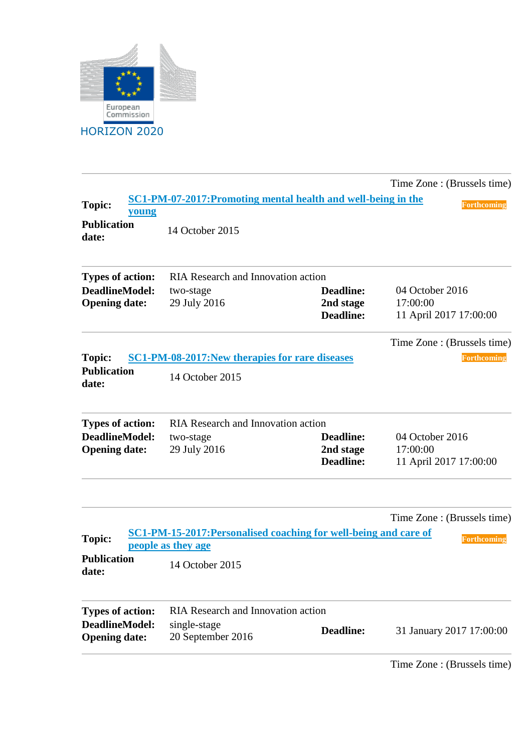HORIZON 2020

Time Zone : (Brussels time)

| | | |
|---|---|---|
| **Topic:** | **SC1-PM-07-2017:Promoting mental health and well-being in the young** | Forthcoming |
| **Publication date:** | 14 October 2015 | |

| | | | |
|---|---|---|---|
| **Types of action:** | RIA Research and Innovation action | | |
| **DeadlineModel:** | two-stage | **Deadline:** | 04 October 2016 17:00:00 |
| **Opening date:** | 29 July 2016 | **2nd stage Deadline:** | 11 April 2017 17:00:00 |

Time Zone : (Brussels time)

| | | |
|---|---|---|
| **Topic:** | **SC1-PM-08-2017:New therapies for rare diseases** | Forthcoming |
| **Publication date:** | 14 October 2015 | |

| | | | |
|---|---|---|---|
| **Types of action:** | RIA Research and Innovation action | | |
| **DeadlineModel:** | two-stage | **Deadline:** | 04 October 2016 17:00:00 |
| **Opening date:** | 29 July 2016 | **2nd stage Deadline:** | 11 April 2017 17:00:00 |

Time Zone : (Brussels time)

| | | |
|---|---|---|
| **Topic:** | **SC1-PM-15-2017:Personalised coaching for well-being and care of people as they age** | Forthcoming |
| **Publication date:** | 14 October 2015 | |

| | | | |
|---|---|---|---|
| **Types of action:** | RIA Research and Innovation action | | |
| **DeadlineModel:** | single-stage | **Deadline:** | 31 January 2017 17:00:00 |
| **Opening date:** | 20 September 2016 | | |

Time Zone : (Brussels time)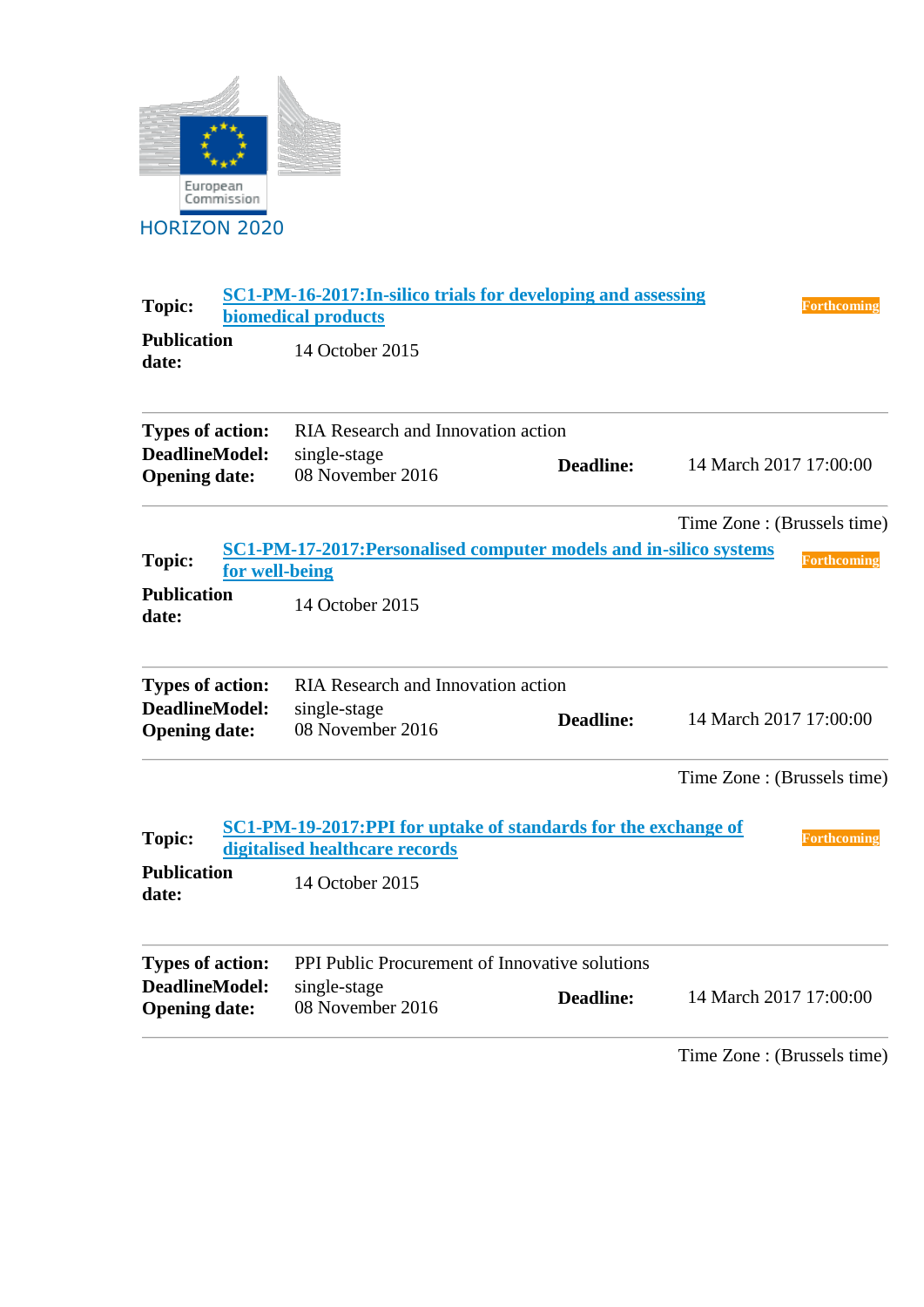European Commission

HORIZON 2020

| | | |
|---|---|---|
| **Topic:** | SC1-PM-16-2017:In-silico trials for developing and assessing biomedical products | Forthcoming |
| **Publication date:** | 14 October 2015 | |

| | | | |
|---|---|---|---|
| **Types of action:** | RIA Research and Innovation action | | |
| **DeadlineModel:** | single-stage | **Deadline:** | 14 March 2017 17:00:00 |
| **Opening date:** | 08 November 2016 | | |

Time Zone : (Brussels time)

| | | |
|---|---|---|
| **Topic:** | SC1-PM-17-2017:Personalised computer models and in-silico systems for well-being | Forthcoming |
| **Publication date:** | 14 October 2015 | |

| | | | |
|---|---|---|---|
| **Types of action:** | RIA Research and Innovation action | | |
| **DeadlineModel:** | single-stage | **Deadline:** | 14 March 2017 17:00:00 |
| **Opening date:** | 08 November 2016 | | |

Time Zone : (Brussels time)

| | | |
|---|---|---|
| **Topic:** | SC1-PM-19-2017:PPI for uptake of standards for the exchange of digitalised healthcare records | Forthcoming |
| **Publication date:** | 14 October 2015 | |

| | | | |
|---|---|---|---|
| **Types of action:** | PPI Public Procurement of Innovative solutions | | |
| **DeadlineModel:** | single-stage | **Deadline:** | 14 March 2017 17:00:00 |
| **Opening date:** | 08 November 2016 | | |

Time Zone : (Brussels time)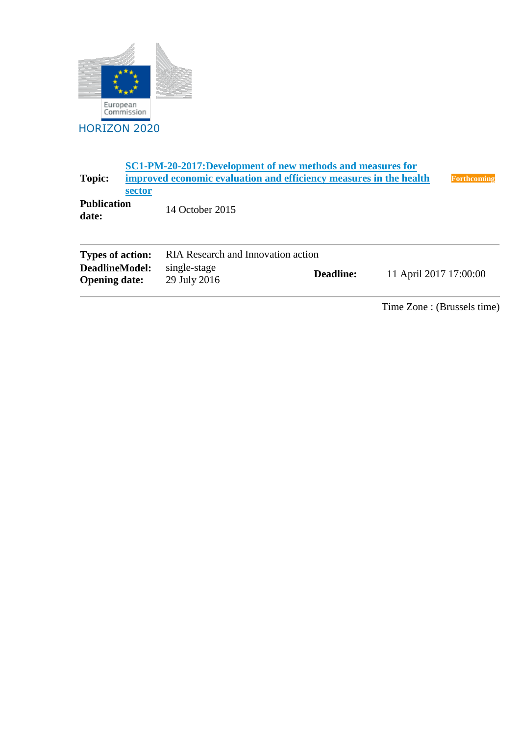European Commission

HORIZON 2020

| | | |
|---|---|---|
| **Topic:** | [SC1-PM-20-2017:Development of new methods and measures for improved economic evaluation and efficiency measures in the health sector]() | Forthcoming |
| **Publication date:** | 14 October 2015 | |

| | | | |
|---|---|---|---|
| **Types of action:** | RIA Research and Innovation action | | |
| **DeadlineModel:** | single-stage | **Deadline:** | 11 April 2017 17:00:00 |
| **Opening date:** | 29 July 2016 | | |

Time Zone : (Brussels time)